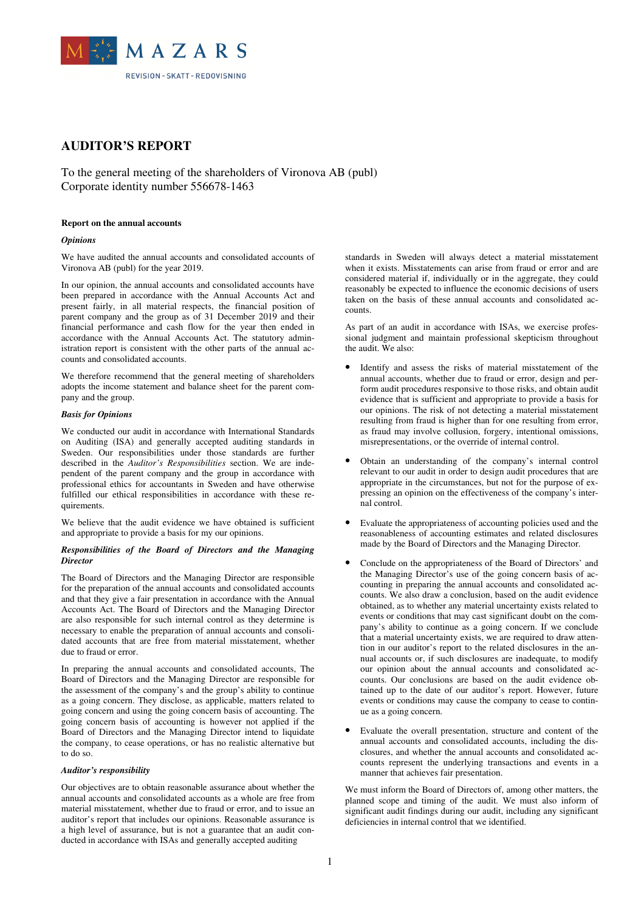MAZARS

REVISION - SKATT - REDOVISNING

# AUDITOR'S REPORT

To the general meeting of the shareholders of Vironova AB (publ)
Corporate identity number 556678-1463

**Report on the annual accounts**

***Opinions***

We have audited the annual accounts and consolidated accounts of Vironova AB (publ) for the year 2019.

In our opinion, the annual accounts and consolidated accounts have been prepared in accordance with the Annual Accounts Act and present fairly, in all material respects, the financial position of parent company and the group as of 31 December 2019 and their financial performance and cash flow for the year then ended in accordance with the Annual Accounts Act. The statutory administration report is consistent with the other parts of the annual accounts and consolidated accounts.

We therefore recommend that the general meeting of shareholders adopts the income statement and balance sheet for the parent company and the group.

***Basis for Opinions***

We conducted our audit in accordance with International Standards on Auditing (ISA) and generally accepted auditing standards in Sweden. Our responsibilities under those standards are further described in the *Auditor's Responsibilities* section. We are independent of the parent company and the group in accordance with professional ethics for accountants in Sweden and have otherwise fulfilled our ethical responsibilities in accordance with these requirements.

We believe that the audit evidence we have obtained is sufficient and appropriate to provide a basis for my our opinions.

***Responsibilities of the Board of Directors and the Managing Director***

The Board of Directors and the Managing Director are responsible for the preparation of the annual accounts and consolidated accounts and that they give a fair presentation in accordance with the Annual Accounts Act. The Board of Directors and the Managing Director are also responsible for such internal control as they determine is necessary to enable the preparation of annual accounts and consolidated accounts that are free from material misstatement, whether due to fraud or error.

In preparing the annual accounts and consolidated accounts, The Board of Directors and the Managing Director are responsible for the assessment of the company's and the group's ability to continue as a going concern. They disclose, as applicable, matters related to going concern and using the going concern basis of accounting. The going concern basis of accounting is however not applied if the Board of Directors and the Managing Director intend to liquidate the company, to cease operations, or has no realistic alternative but to do so.

***Auditor's responsibility***

Our objectives are to obtain reasonable assurance about whether the annual accounts and consolidated accounts as a whole are free from material misstatement, whether due to fraud or error, and to issue an auditor's report that includes our opinions. Reasonable assurance is a high level of assurance, but is not a guarantee that an audit conducted in accordance with ISAs and generally accepted auditing standards in Sweden will always detect a material misstatement when it exists. Misstatements can arise from fraud or error and are considered material if, individually or in the aggregate, they could reasonably be expected to influence the economic decisions of users taken on the basis of these annual accounts and consolidated accounts.

As part of an audit in accordance with ISAs, we exercise professional judgment and maintain professional skepticism throughout the audit. We also:

- Identify and assess the risks of material misstatement of the annual accounts, whether due to fraud or error, design and perform audit procedures responsive to those risks, and obtain audit evidence that is sufficient and appropriate to provide a basis for our opinions. The risk of not detecting a material misstatement resulting from fraud is higher than for one resulting from error, as fraud may involve collusion, forgery, intentional omissions, misrepresentations, or the override of internal control.

- Obtain an understanding of the company's internal control relevant to our audit in order to design audit procedures that are appropriate in the circumstances, but not for the purpose of expressing an opinion on the effectiveness of the company's internal control.

- Evaluate the appropriateness of accounting policies used and the reasonableness of accounting estimates and related disclosures made by the Board of Directors and the Managing Director.

- Conclude on the appropriateness of the Board of Directors' and the Managing Director's use of the going concern basis of accounting in preparing the annual accounts and consolidated accounts. We also draw a conclusion, based on the audit evidence obtained, as to whether any material uncertainty exists related to events or conditions that may cast significant doubt on the company's ability to continue as a going concern. If we conclude that a material uncertainty exists, we are required to draw attention in our auditor's report to the related disclosures in the annual accounts or, if such disclosures are inadequate, to modify our opinion about the annual accounts and consolidated accounts. Our conclusions are based on the audit evidence obtained up to the date of our auditor's report. However, future events or conditions may cause the company to cease to continue as a going concern.

- Evaluate the overall presentation, structure and content of the annual accounts and consolidated accounts, including the disclosures, and whether the annual accounts and consolidated accounts represent the underlying transactions and events in a manner that achieves fair presentation.

We must inform the Board of Directors of, among other matters, the planned scope and timing of the audit. We must also inform of significant audit findings during our audit, including any significant deficiencies in internal control that we identified.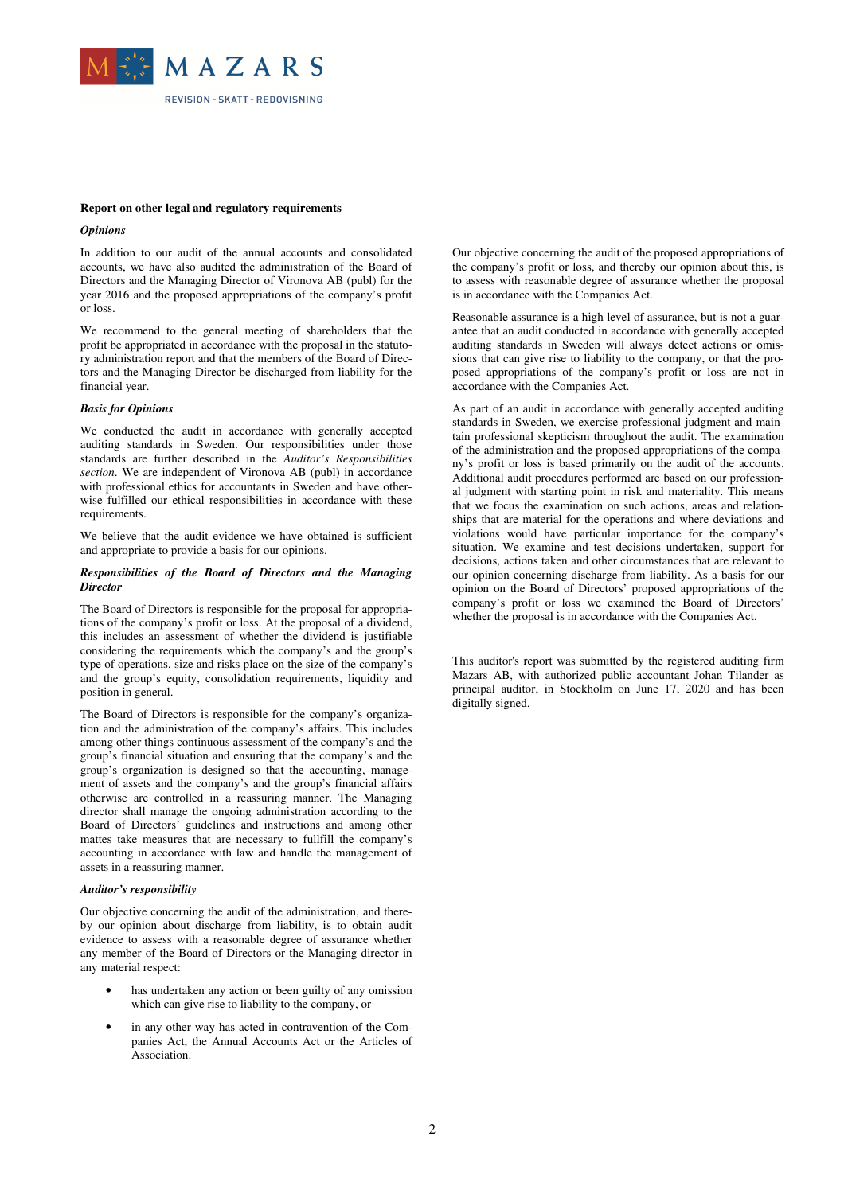### Report on other legal and regulatory requirements

#### *Opinions*

In addition to our audit of the annual accounts and consolidated accounts, we have also audited the administration of the Board of Directors and the Managing Director of Vironova AB (publ) for the year 2016 and the proposed appropriations of the company's profit or loss.

We recommend to the general meeting of shareholders that the profit be appropriated in accordance with the proposal in the statutory administration report and that the members of the Board of Directors and the Managing Director be discharged from liability for the financial year.

#### *Basis for Opinions*

We conducted the audit in accordance with generally accepted auditing standards in Sweden. Our responsibilities under those standards are further described in the *Auditor's Responsibilities section*. We are independent of Vironova AB (publ) in accordance with professional ethics for accountants in Sweden and have otherwise fulfilled our ethical responsibilities in accordance with these requirements.

We believe that the audit evidence we have obtained is sufficient and appropriate to provide a basis for our opinions.

#### *Responsibilities of the Board of Directors and the Managing Director*

The Board of Directors is responsible for the proposal for appropriations of the company's profit or loss. At the proposal of a dividend, this includes an assessment of whether the dividend is justifiable considering the requirements which the company's and the group's type of operations, size and risks place on the size of the company's and the group's equity, consolidation requirements, liquidity and position in general.

The Board of Directors is responsible for the company's organization and the administration of the company's affairs. This includes among other things continuous assessment of the company's and the group's financial situation and ensuring that the company's and the group's organization is designed so that the accounting, management of assets and the company's and the group's financial affairs otherwise are controlled in a reassuring manner. The Managing director shall manage the ongoing administration according to the Board of Directors' guidelines and instructions and among other mattes take measures that are necessary to fullfill the company's accounting in accordance with law and handle the management of assets in a reassuring manner.

#### *Auditor's responsibility*

Our objective concerning the audit of the administration, and thereby our opinion about discharge from liability, is to obtain audit evidence to assess with a reasonable degree of assurance whether any member of the Board of Directors or the Managing director in any material respect:

- has undertaken any action or been guilty of any omission which can give rise to liability to the company, or
- in any other way has acted in contravention of the Companies Act, the Annual Accounts Act or the Articles of Association.

Our objective concerning the audit of the proposed appropriations of the company's profit or loss, and thereby our opinion about this, is to assess with reasonable degree of assurance whether the proposal is in accordance with the Companies Act.

Reasonable assurance is a high level of assurance, but is not a guarantee that an audit conducted in accordance with generally accepted auditing standards in Sweden will always detect actions or omissions that can give rise to liability to the company, or that the proposed appropriations of the company's profit or loss are not in accordance with the Companies Act.

As part of an audit in accordance with generally accepted auditing standards in Sweden, we exercise professional judgment and maintain professional skepticism throughout the audit. The examination of the administration and the proposed appropriations of the company's profit or loss is based primarily on the audit of the accounts. Additional audit procedures performed are based on our professional judgment with starting point in risk and materiality. This means that we focus the examination on such actions, areas and relationships that are material for the operations and where deviations and violations would have particular importance for the company's situation. We examine and test decisions undertaken, support for decisions, actions taken and other circumstances that are relevant to our opinion concerning discharge from liability. As a basis for our opinion on the Board of Directors' proposed appropriations of the company's profit or loss we examined the Board of Directors' whether the proposal is in accordance with the Companies Act.

This auditor's report was submitted by the registered auditing firm Mazars AB, with authorized public accountant Johan Tilander as principal auditor, in Stockholm on June 17, 2020 and has been digitally signed.